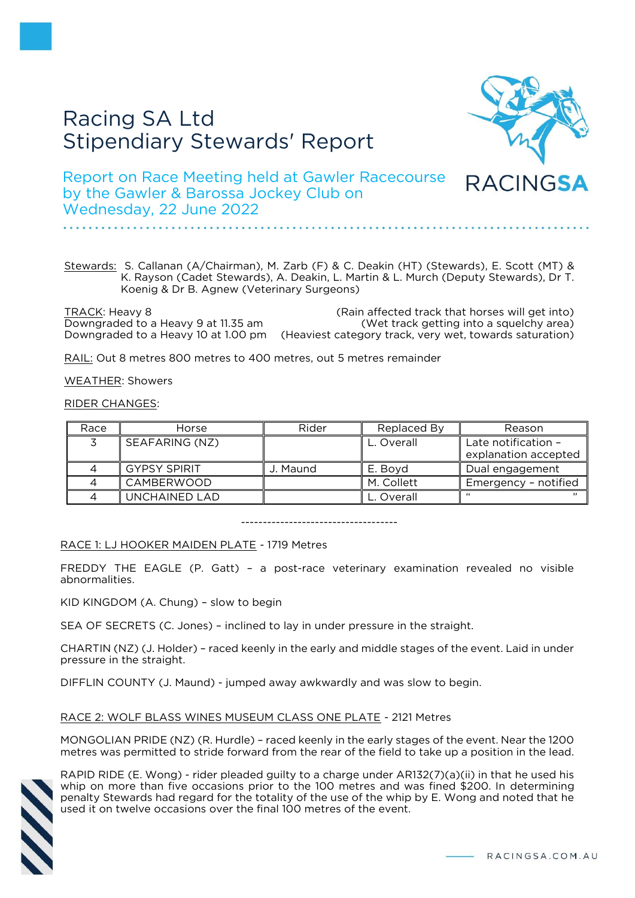# Racing SA Ltd
# Stipendiary Stewards' Report

## Report on Race Meeting held at Gawler Racecourse by the Gawler & Barossa Jockey Club on Wednesday, 22 June 2022

RACINGSA

Stewards: S. Callanan (A/Chairman), M. Zarb (F) & C. Deakin (HT) (Stewards), E. Scott (MT) & K. Rayson (Cadet Stewards), A. Deakin, L. Martin & L. Murch (Deputy Stewards), Dr T. Koenig & Dr B. Agnew (Veterinary Surgeons)

TRACK: Heavy 8 (Rain affected track that horses will get into)
Downgraded to a Heavy 9 at 11.35 am (Wet track getting into a squelchy area)
Downgraded to a Heavy 10 at 1.00 pm (Heaviest category track, very wet, towards saturation)

RAIL: Out 8 metres 800 metres to 400 metres, out 5 metres remainder

WEATHER: Showers

RIDER CHANGES:

| Race | Horse | Rider | Replaced By | Reason |
|---|---|---|---|---|
| 3 | SEAFARING (NZ) | | L. Overall | Late notification – explanation accepted |
| 4 | GYPSY SPIRIT | J. Maund | E. Boyd | Dual engagement |
| 4 | CAMBERWOOD | | M. Collett | Emergency – notified |
| 4 | UNCHAINED LAD | | L. Overall | " " |

------------------------------------

RACE 1: LJ HOOKER MAIDEN PLATE - 1719 Metres

FREDDY THE EAGLE (P. Gatt) – a post-race veterinary examination revealed no visible abnormalities.

KID KINGDOM (A. Chung) – slow to begin

SEA OF SECRETS (C. Jones) – inclined to lay in under pressure in the straight.

CHARTIN (NZ) (J. Holder) – raced keenly in the early and middle stages of the event. Laid in under pressure in the straight.

DIFFLIN COUNTY (J. Maund) - jumped away awkwardly and was slow to begin.

RACE 2: WOLF BLASS WINES MUSEUM CLASS ONE PLATE - 2121 Metres

MONGOLIAN PRIDE (NZ) (R. Hurdle) – raced keenly in the early stages of the event. Near the 1200 metres was permitted to stride forward from the rear of the field to take up a position in the lead.

RAPID RIDE (E. Wong) - rider pleaded guilty to a charge under AR132(7)(a)(ii) in that he used his whip on more than five occasions prior to the 100 metres and was fined $200. In determining penalty Stewards had regard for the totality of the use of the whip by E. Wong and noted that he used it on twelve occasions over the final 100 metres of the event.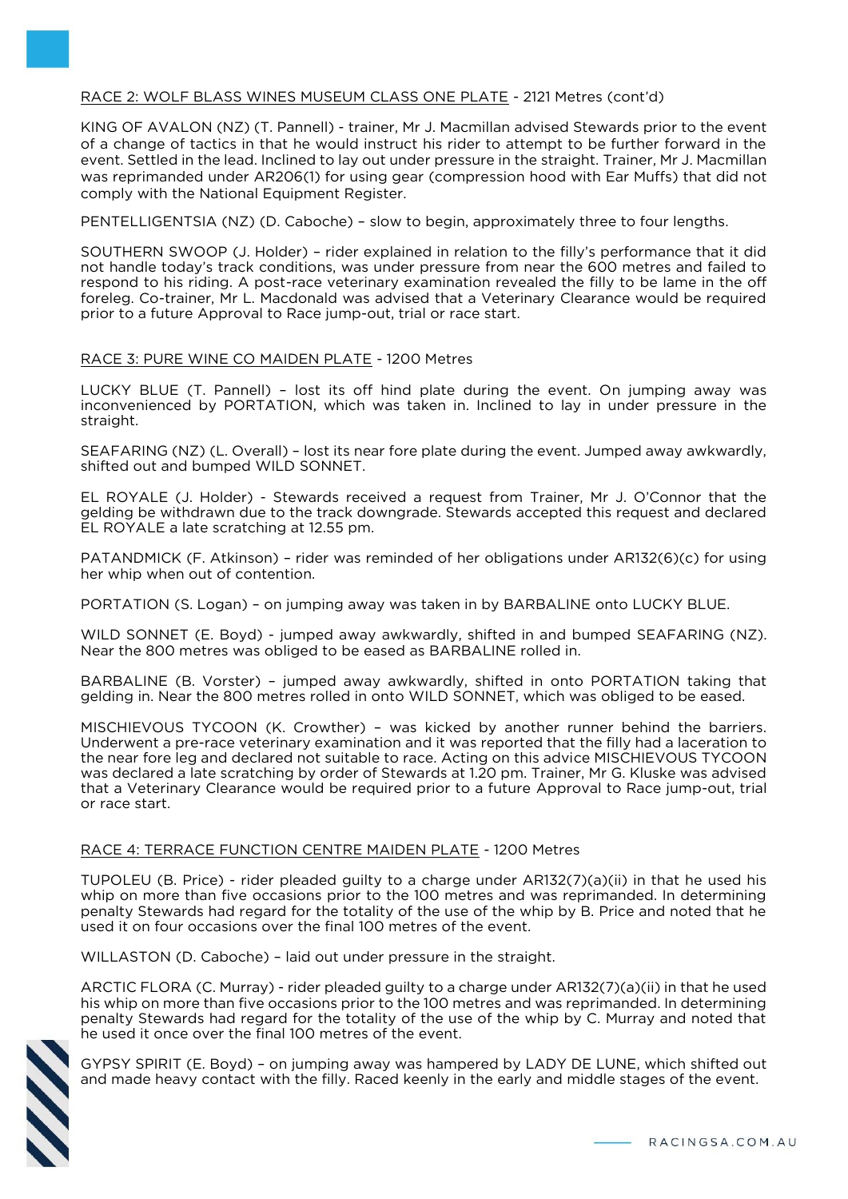RACE 2: WOLF BLASS WINES MUSEUM CLASS ONE PLATE - 2121 Metres (cont'd)

KING OF AVALON (NZ) (T. Pannell) - trainer, Mr J. Macmillan advised Stewards prior to the event of a change of tactics in that he would instruct his rider to attempt to be further forward in the event. Settled in the lead. Inclined to lay out under pressure in the straight. Trainer, Mr J. Macmillan was reprimanded under AR206(1) for using gear (compression hood with Ear Muffs) that did not comply with the National Equipment Register.

PENTELLIGENTSIA (NZ) (D. Caboche) – slow to begin, approximately three to four lengths.

SOUTHERN SWOOP (J. Holder) – rider explained in relation to the filly's performance that it did not handle today's track conditions, was under pressure from near the 600 metres and failed to respond to his riding. A post-race veterinary examination revealed the filly to be lame in the off foreleg. Co-trainer, Mr L. Macdonald was advised that a Veterinary Clearance would be required prior to a future Approval to Race jump-out, trial or race start.

RACE 3: PURE WINE CO MAIDEN PLATE - 1200 Metres

LUCKY BLUE (T. Pannell) – lost its off hind plate during the event. On jumping away was inconvenienced by PORTATION, which was taken in. Inclined to lay in under pressure in the straight.

SEAFARING (NZ) (L. Overall) – lost its near fore plate during the event. Jumped away awkwardly, shifted out and bumped WILD SONNET.

EL ROYALE (J. Holder) - Stewards received a request from Trainer, Mr J. O'Connor that the gelding be withdrawn due to the track downgrade. Stewards accepted this request and declared EL ROYALE a late scratching at 12.55 pm.

PATANDMICK (F. Atkinson) – rider was reminded of her obligations under AR132(6)(c) for using her whip when out of contention.

PORTATION (S. Logan) – on jumping away was taken in by BARBALINE onto LUCKY BLUE.

WILD SONNET (E. Boyd) - jumped away awkwardly, shifted in and bumped SEAFARING (NZ). Near the 800 metres was obliged to be eased as BARBALINE rolled in.

BARBALINE (B. Vorster) – jumped away awkwardly, shifted in onto PORTATION taking that gelding in. Near the 800 metres rolled in onto WILD SONNET, which was obliged to be eased.

MISCHIEVOUS TYCOON (K. Crowther) – was kicked by another runner behind the barriers. Underwent a pre-race veterinary examination and it was reported that the filly had a laceration to the near fore leg and declared not suitable to race. Acting on this advice MISCHIEVOUS TYCOON was declared a late scratching by order of Stewards at 1.20 pm. Trainer, Mr G. Kluske was advised that a Veterinary Clearance would be required prior to a future Approval to Race jump-out, trial or race start.

RACE 4: TERRACE FUNCTION CENTRE MAIDEN PLATE - 1200 Metres

TUPOLEU (B. Price) - rider pleaded guilty to a charge under AR132(7)(a)(ii) in that he used his whip on more than five occasions prior to the 100 metres and was reprimanded. In determining penalty Stewards had regard for the totality of the use of the whip by B. Price and noted that he used it on four occasions over the final 100 metres of the event.

WILLASTON (D. Caboche) – laid out under pressure in the straight.

ARCTIC FLORA (C. Murray) - rider pleaded guilty to a charge under AR132(7)(a)(ii) in that he used his whip on more than five occasions prior to the 100 metres and was reprimanded. In determining penalty Stewards had regard for the totality of the use of the whip by C. Murray and noted that he used it once over the final 100 metres of the event.

GYPSY SPIRIT (E. Boyd) – on jumping away was hampered by LADY DE LUNE, which shifted out and made heavy contact with the filly. Raced keenly in the early and middle stages of the event.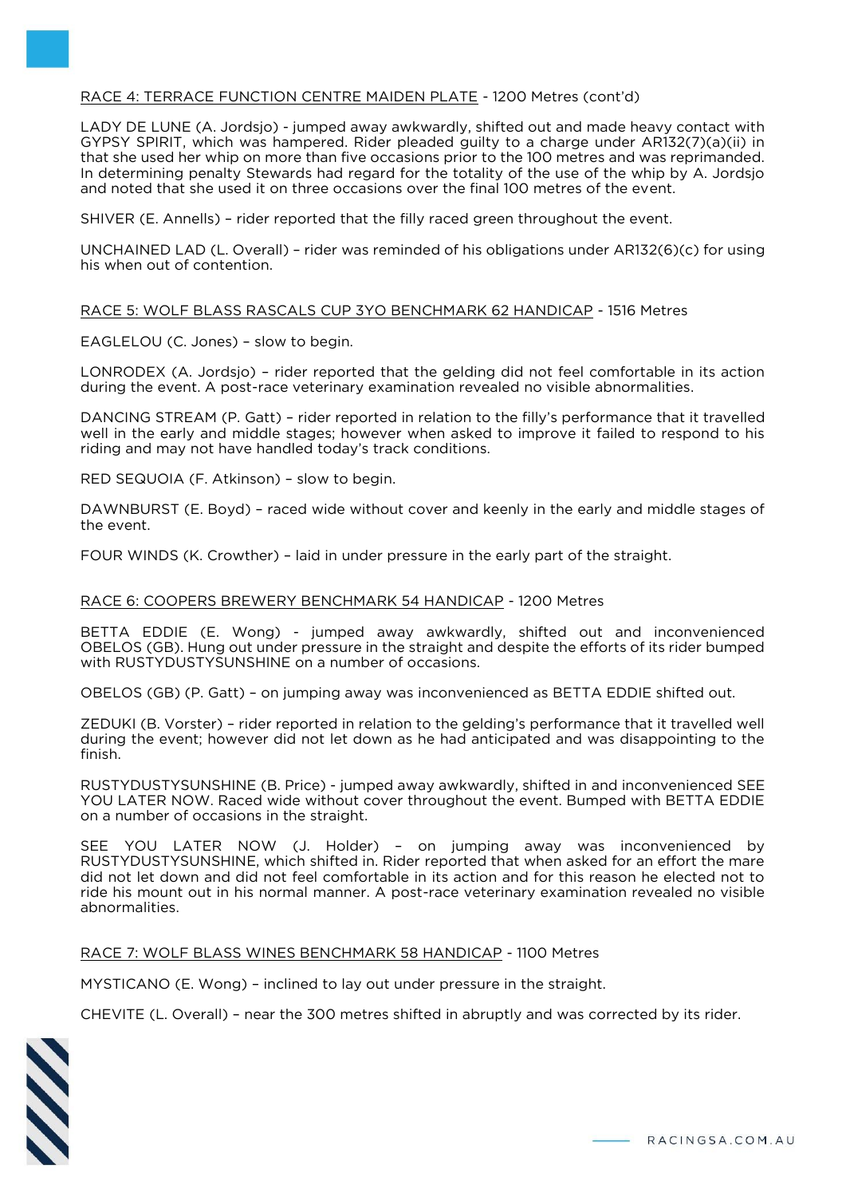RACE 4: TERRACE FUNCTION CENTRE MAIDEN PLATE - 1200 Metres (cont'd)

LADY DE LUNE (A. Jordsjo) - jumped away awkwardly, shifted out and made heavy contact with GYPSY SPIRIT, which was hampered. Rider pleaded guilty to a charge under AR132(7)(a)(ii) in that she used her whip on more than five occasions prior to the 100 metres and was reprimanded. In determining penalty Stewards had regard for the totality of the use of the whip by A. Jordsjo and noted that she used it on three occasions over the final 100 metres of the event.

SHIVER (E. Annells) – rider reported that the filly raced green throughout the event.

UNCHAINED LAD (L. Overall) – rider was reminded of his obligations under AR132(6)(c) for using his when out of contention.

RACE 5: WOLF BLASS RASCALS CUP 3YO BENCHMARK 62 HANDICAP - 1516 Metres

EAGLELOU (C. Jones) – slow to begin.

LONRODEX (A. Jordsjo) – rider reported that the gelding did not feel comfortable in its action during the event. A post-race veterinary examination revealed no visible abnormalities.

DANCING STREAM (P. Gatt) – rider reported in relation to the filly's performance that it travelled well in the early and middle stages; however when asked to improve it failed to respond to his riding and may not have handled today's track conditions.

RED SEQUOIA (F. Atkinson) – slow to begin.

DAWNBURST (E. Boyd) – raced wide without cover and keenly in the early and middle stages of the event.

FOUR WINDS (K. Crowther) – laid in under pressure in the early part of the straight.

RACE 6: COOPERS BREWERY BENCHMARK 54 HANDICAP - 1200 Metres

BETTA EDDIE (E. Wong) - jumped away awkwardly, shifted out and inconvenienced OBELOS (GB). Hung out under pressure in the straight and despite the efforts of its rider bumped with RUSTYDUSTYSUNSHINE on a number of occasions.

OBELOS (GB) (P. Gatt) – on jumping away was inconvenienced as BETTA EDDIE shifted out.

ZEDUKI (B. Vorster) – rider reported in relation to the gelding's performance that it travelled well during the event; however did not let down as he had anticipated and was disappointing to the finish.

RUSTYDUSTYSUNSHINE (B. Price) - jumped away awkwardly, shifted in and inconvenienced SEE YOU LATER NOW. Raced wide without cover throughout the event. Bumped with BETTA EDDIE on a number of occasions in the straight.

SEE YOU LATER NOW (J. Holder) – on jumping away was inconvenienced by RUSTYDUSTYSUNSHINE, which shifted in. Rider reported that when asked for an effort the mare did not let down and did not feel comfortable in its action and for this reason he elected not to ride his mount out in his normal manner. A post-race veterinary examination revealed no visible abnormalities.

RACE 7: WOLF BLASS WINES BENCHMARK 58 HANDICAP - 1100 Metres

MYSTICANO (E. Wong) – inclined to lay out under pressure in the straight.

CHEVITE (L. Overall) – near the 300 metres shifted in abruptly and was corrected by its rider.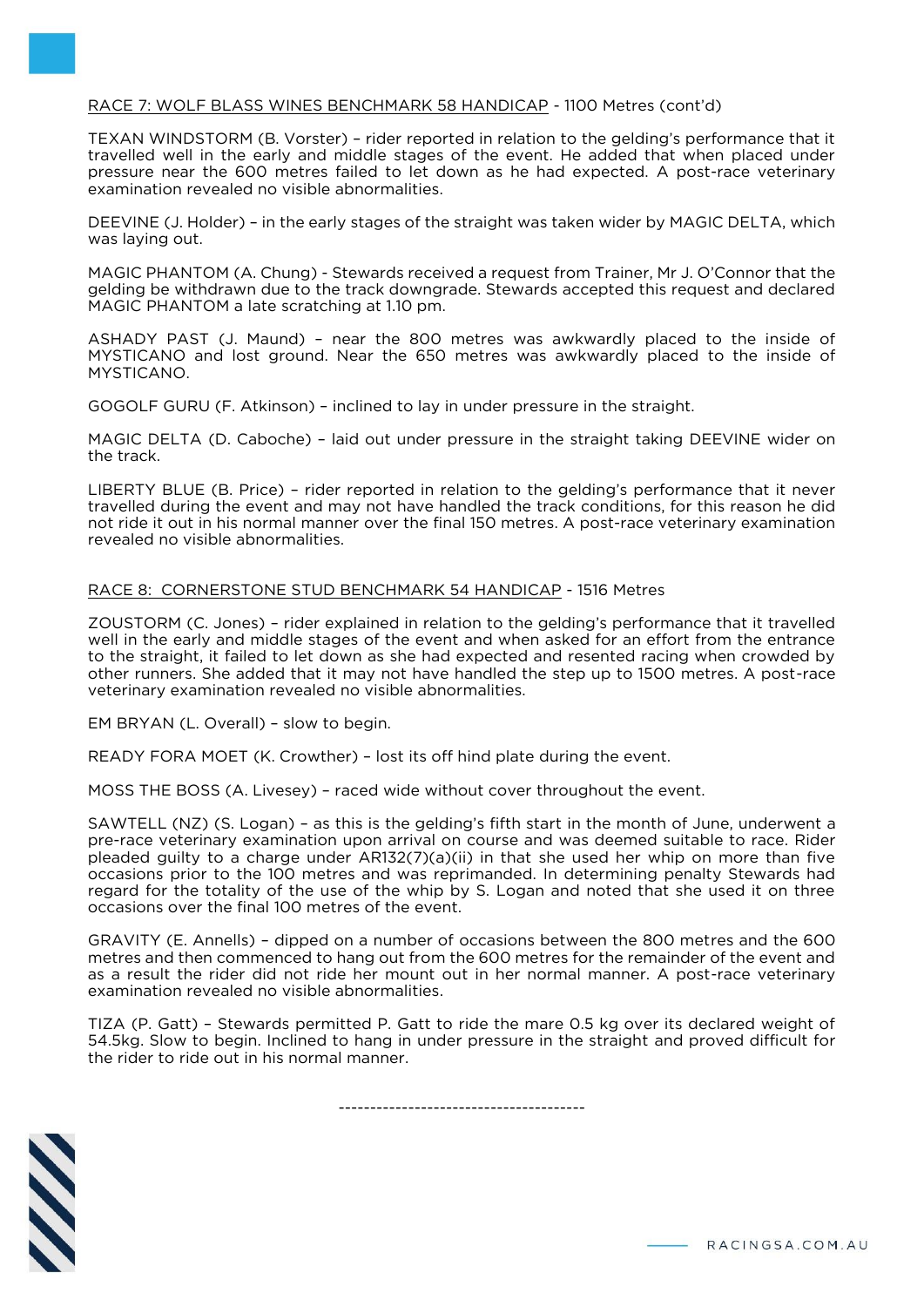RACE 7: WOLF BLASS WINES BENCHMARK 58 HANDICAP - 1100 Metres (cont'd)

TEXAN WINDSTORM (B. Vorster) – rider reported in relation to the gelding's performance that it travelled well in the early and middle stages of the event. He added that when placed under pressure near the 600 metres failed to let down as he had expected. A post-race veterinary examination revealed no visible abnormalities.

DEEVINE (J. Holder) – in the early stages of the straight was taken wider by MAGIC DELTA, which was laying out.

MAGIC PHANTOM (A. Chung) - Stewards received a request from Trainer, Mr J. O'Connor that the gelding be withdrawn due to the track downgrade. Stewards accepted this request and declared MAGIC PHANTOM a late scratching at 1.10 pm.

ASHADY PAST (J. Maund) – near the 800 metres was awkwardly placed to the inside of MYSTICANO and lost ground. Near the 650 metres was awkwardly placed to the inside of MYSTICANO.

GOGOLF GURU (F. Atkinson) – inclined to lay in under pressure in the straight.

MAGIC DELTA (D. Caboche) – laid out under pressure in the straight taking DEEVINE wider on the track.

LIBERTY BLUE (B. Price) – rider reported in relation to the gelding's performance that it never travelled during the event and may not have handled the track conditions, for this reason he did not ride it out in his normal manner over the final 150 metres. A post-race veterinary examination revealed no visible abnormalities.

RACE 8: CORNERSTONE STUD BENCHMARK 54 HANDICAP - 1516 Metres

ZOUSTORM (C. Jones) – rider explained in relation to the gelding's performance that it travelled well in the early and middle stages of the event and when asked for an effort from the entrance to the straight, it failed to let down as she had expected and resented racing when crowded by other runners. She added that it may not have handled the step up to 1500 metres. A post-race veterinary examination revealed no visible abnormalities.

EM BRYAN (L. Overall) – slow to begin.

READY FORA MOET (K. Crowther) – lost its off hind plate during the event.

MOSS THE BOSS (A. Livesey) – raced wide without cover throughout the event.

SAWTELL (NZ) (S. Logan) – as this is the gelding's fifth start in the month of June, underwent a pre-race veterinary examination upon arrival on course and was deemed suitable to race. Rider pleaded guilty to a charge under AR132(7)(a)(ii) in that she used her whip on more than five occasions prior to the 100 metres and was reprimanded. In determining penalty Stewards had regard for the totality of the use of the whip by S. Logan and noted that she used it on three occasions over the final 100 metres of the event.

GRAVITY (E. Annells) – dipped on a number of occasions between the 800 metres and the 600 metres and then commenced to hang out from the 600 metres for the remainder of the event and as a result the rider did not ride her mount out in her normal manner. A post-race veterinary examination revealed no visible abnormalities.

TIZA (P. Gatt) – Stewards permitted P. Gatt to ride the mare 0.5 kg over its declared weight of 54.5kg. Slow to begin. Inclined to hang in under pressure in the straight and proved difficult for the rider to ride out in his normal manner.

---------------------------------------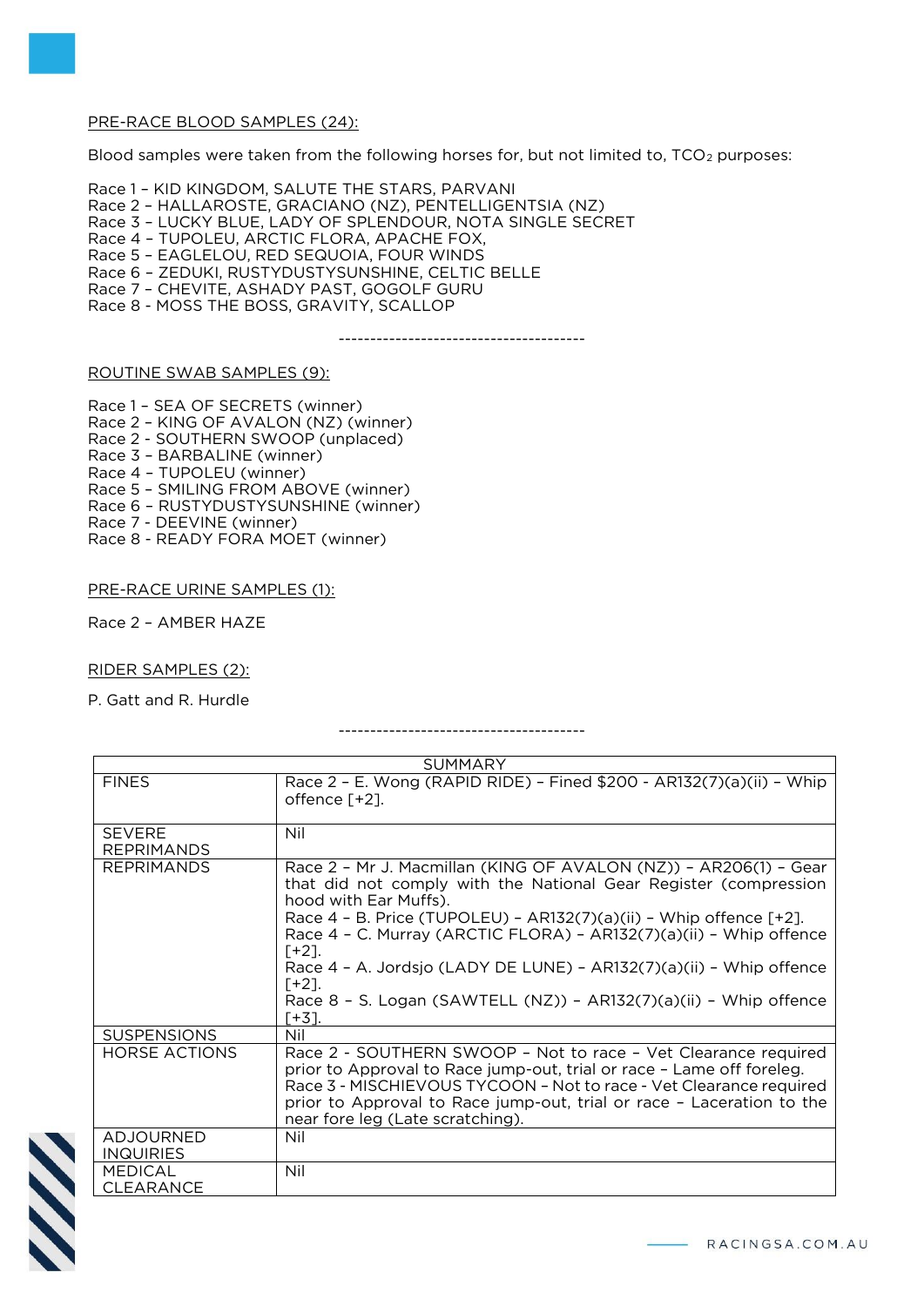PRE-RACE BLOOD SAMPLES (24):

Blood samples were taken from the following horses for, but not limited to, $TCO_2$ purposes:

Race 1 – KID KINGDOM, SALUTE THE STARS, PARVANI
Race 2 – HALLAROSTE, GRACIANO (NZ), PENTELLIGENTSIA (NZ)
Race 3 – LUCKY BLUE, LADY OF SPLENDOUR, NOTA SINGLE SECRET
Race 4 – TUPOLEU, ARCTIC FLORA, APACHE FOX,
Race 5 – EAGLELOU, RED SEQUOIA, FOUR WINDS
Race 6 – ZEDUKI, RUSTYDUSTYSUNSHINE, CELTIC BELLE
Race 7 – CHEVITE, ASHADY PAST, GOGOLF GURU
Race 8 - MOSS THE BOSS, GRAVITY, SCALLOP

----------------------------------------

ROUTINE SWAB SAMPLES (9):

Race 1 – SEA OF SECRETS (winner)
Race 2 – KING OF AVALON (NZ) (winner)
Race 2 - SOUTHERN SWOOP (unplaced)
Race 3 – BARBALINE (winner)
Race 4 – TUPOLEU (winner)
Race 5 – SMILING FROM ABOVE (winner)
Race 6 – RUSTYDUSTYSUNSHINE (winner)
Race 7 - DEEVINE (winner)
Race 8 - READY FORA MOET (winner)

PRE-RACE URINE SAMPLES (1):

Race 2 – AMBER HAZE

RIDER SAMPLES (2):

P. Gatt and R. Hurdle

----------------------------------------

| SUMMARY | |
|---|---|
| FINES | Race 2 – E. Wong (RAPID RIDE) – Fined $200 - AR132(7)(a)(ii) – Whip offence [+2]. |
| SEVERE REPRIMANDS | Nil |
| REPRIMANDS | Race 2 – Mr J. Macmillan (KING OF AVALON (NZ)) – AR206(1) – Gear that did not comply with the National Gear Register (compression hood with Ear Muffs).<br>Race 4 – B. Price (TUPOLEU) – AR132(7)(a)(ii) – Whip offence [+2].<br>Race 4 – C. Murray (ARCTIC FLORA) – AR132(7)(a)(ii) – Whip offence [+2].<br>Race 4 – A. Jordsjo (LADY DE LUNE) – AR132(7)(a)(ii) – Whip offence [+2].<br>Race 8 – S. Logan (SAWTELL (NZ)) – AR132(7)(a)(ii) – Whip offence [+3]. |
| SUSPENSIONS | Nil |
| HORSE ACTIONS | Race 2 - SOUTHERN SWOOP – Not to race – Vet Clearance required prior to Approval to Race jump-out, trial or race – Lame off foreleg.<br>Race 3 - MISCHIEVOUS TYCOON – Not to race - Vet Clearance required prior to Approval to Race jump-out, trial or race – Laceration to the near fore leg (Late scratching). |
| ADJOURNED INQUIRIES | Nil |
| MEDICAL CLEARANCE | Nil |